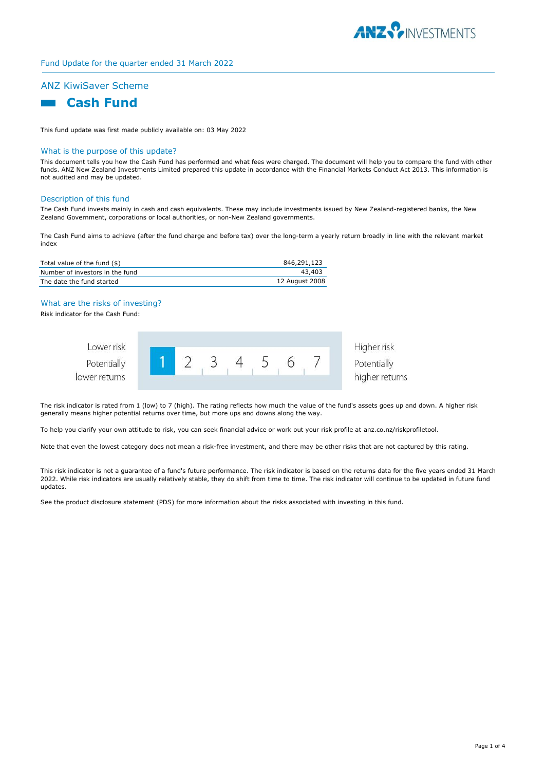Fund Update for the quarter ended 31 March 2022

## ANZ KiwiSaver Scheme

# Cash Fund

This fund update was first made publicly available on: 03 May 2022

## What is the purpose of this update?

This document tells you how the Cash Fund has performed and what fees were charged. The document will help you to compare the fund with other funds. ANZ New Zealand Investments Limited prepared this update in accordance with the Financial Markets Conduct Act 2013. This information is not audited and may be updated.

## Description of this fund

The Cash Fund invests mainly in cash and cash equivalents. These may include investments issued by New Zealand-registered banks, the New Zealand Government, corporations or local authorities, or non-New Zealand governments.

The Cash Fund aims to achieve (after the fund charge and before tax) over the long-term a yearly return broadly in line with the relevant market index

| | |
|---|---|
| Total value of the fund ($) | 846,291,123 |
| Number of investors in the fund | 43,403 |
| The date the fund started | 12 August 2008 |

## What are the risks of investing?

Risk indicator for the Cash Fund:

| Lower risk<br>Potentially lower returns | **1** | 2 | 3 | 4 | 5 | 6 | 7 | Higher risk<br>Potentially higher returns |
|---|---|---|---|---|---|---|---|---|

The risk indicator is rated from 1 (low) to 7 (high). The rating reflects how much the value of the fund's assets goes up and down. A higher risk generally means higher potential returns over time, but more ups and downs along the way.

To help you clarify your own attitude to risk, you can seek financial advice or work out your risk profile at anz.co.nz/riskprofiletool.

Note that even the lowest category does not mean a risk-free investment, and there may be other risks that are not captured by this rating.

This risk indicator is not a guarantee of a fund's future performance. The risk indicator is based on the returns data for the five years ended 31 March 2022. While risk indicators are usually relatively stable, they do shift from time to time. The risk indicator will continue to be updated in future fund updates.

See the product disclosure statement (PDS) for more information about the risks associated with investing in this fund.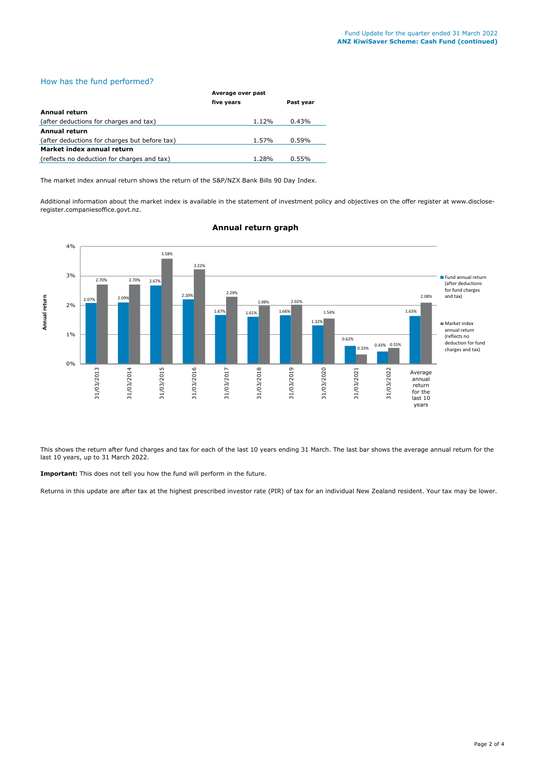## How has the fund performed?

| | Average over past five years | Past year |
|---|---|---|
| **Annual return** | | |
| (after deductions for charges and tax) | 1.12% | 0.43% |
| **Annual return** | | |
| (after deductions for charges but before tax) | 1.57% | 0.59% |
| **Market index annual return** | | |
| (reflects no deduction for charges and tax) | 1.28% | 0.55% |

The market index annual return shows the return of the S&P/NZX Bank Bills 90 Day Index.

Additional information about the market index is available in the statement of investment policy and objectives on the offer register at www.disclose-register.companiesoffice.govt.nz.

### Annual return graph

| Annual return | Fund annual return (after deductions for fund charges and tax) | Market index annual return (reflects no deduction for fund charges and tax) |
|---|---|---|
| 31/03/2013 | 2.07% | 2.70% |
| 31/03/2014 | 2.09% | 2.70% |
| 31/03/2015 | 2.67% | 3.58% |
| 31/03/2016 | 2.20% | 3.22% |
| 31/03/2017 | 1.67% | 2.29% |
| 31/03/2018 | 1.61% | 1.98% |
| 31/03/2019 | 1.66% | 2.02% |
| 31/03/2020 | 1.32% | 1.54% |
| 31/03/2021 | 0.62% | 0.33% |
| 31/03/2022 | 0.43% | 0.55% |
| Average annual return for the last 10 years | 1.63% | 2.08% |

This shows the return after fund charges and tax for each of the last 10 years ending 31 March. The last bar shows the average annual return for the last 10 years, up to 31 March 2022.

**Important:** This does not tell you how the fund will perform in the future.

Returns in this update are after tax at the highest prescribed investor rate (PIR) of tax for an individual New Zealand resident. Your tax may be lower.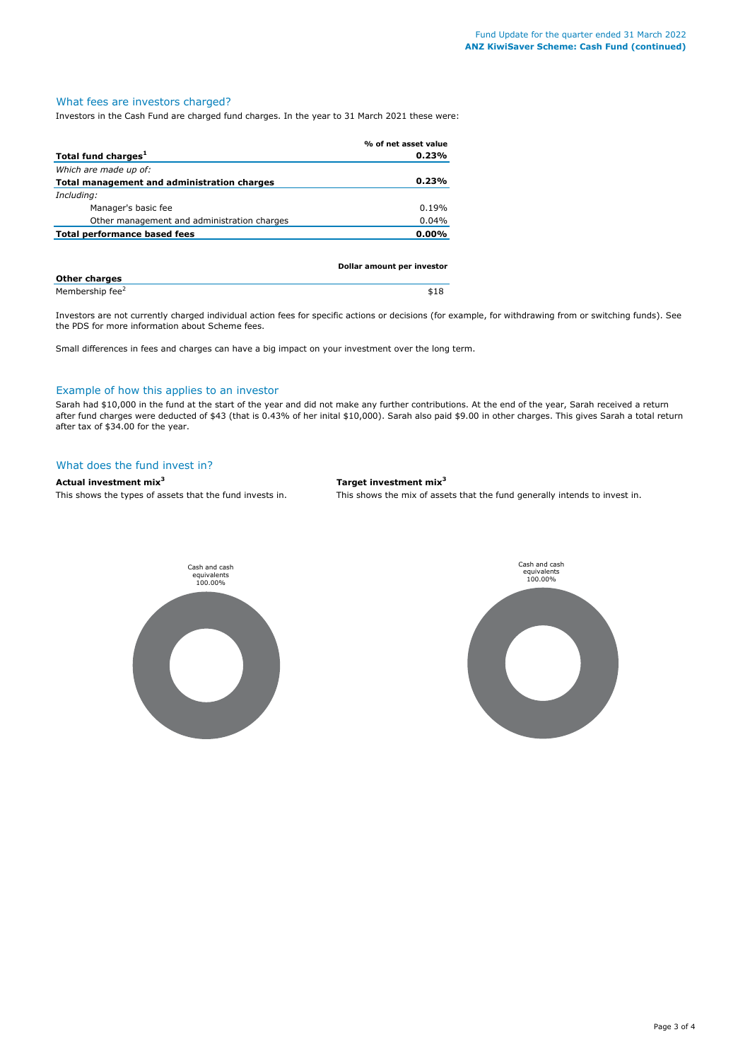## What fees are investors charged?

Investors in the Cash Fund are charged fund charges. In the year to 31 March 2021 these were:

| | % of net asset value |
|---|---|
| **Total fund charges[1]** | **0.23%** |
| *Which are made up of:* | |
| **Total management and administration charges** | **0.23%** |
| *Including:* | |
| Manager's basic fee | 0.19% |
| Other management and administration charges | 0.04% |
| **Total performance based fees** | **0.00%** |

| | Dollar amount per investor |
|---|---|
| **Other charges** | |
| Membership fee[2] | $18 |

Investors are not currently charged individual action fees for specific actions or decisions (for example, for withdrawing from or switching funds). See the PDS for more information about Scheme fees.

Small differences in fees and charges can have a big impact on your investment over the long term.

## Example of how this applies to an investor

Sarah had $10,000 in the fund at the start of the year and did not make any further contributions. At the end of the year, Sarah received a return after fund charges were deducted of $43 (that is 0.43% of her inital $10,000). Sarah also paid $9.00 in other charges. This gives Sarah a total return after tax of $34.00 for the year.

## What does the fund invest in?

**Actual investment mix[3]**

This shows the types of assets that the fund invests in.

Cash and cash equivalents 100.00%

**Target investment mix[3]**

This shows the mix of assets that the fund generally intends to invest in.

Cash and cash equivalents 100.00%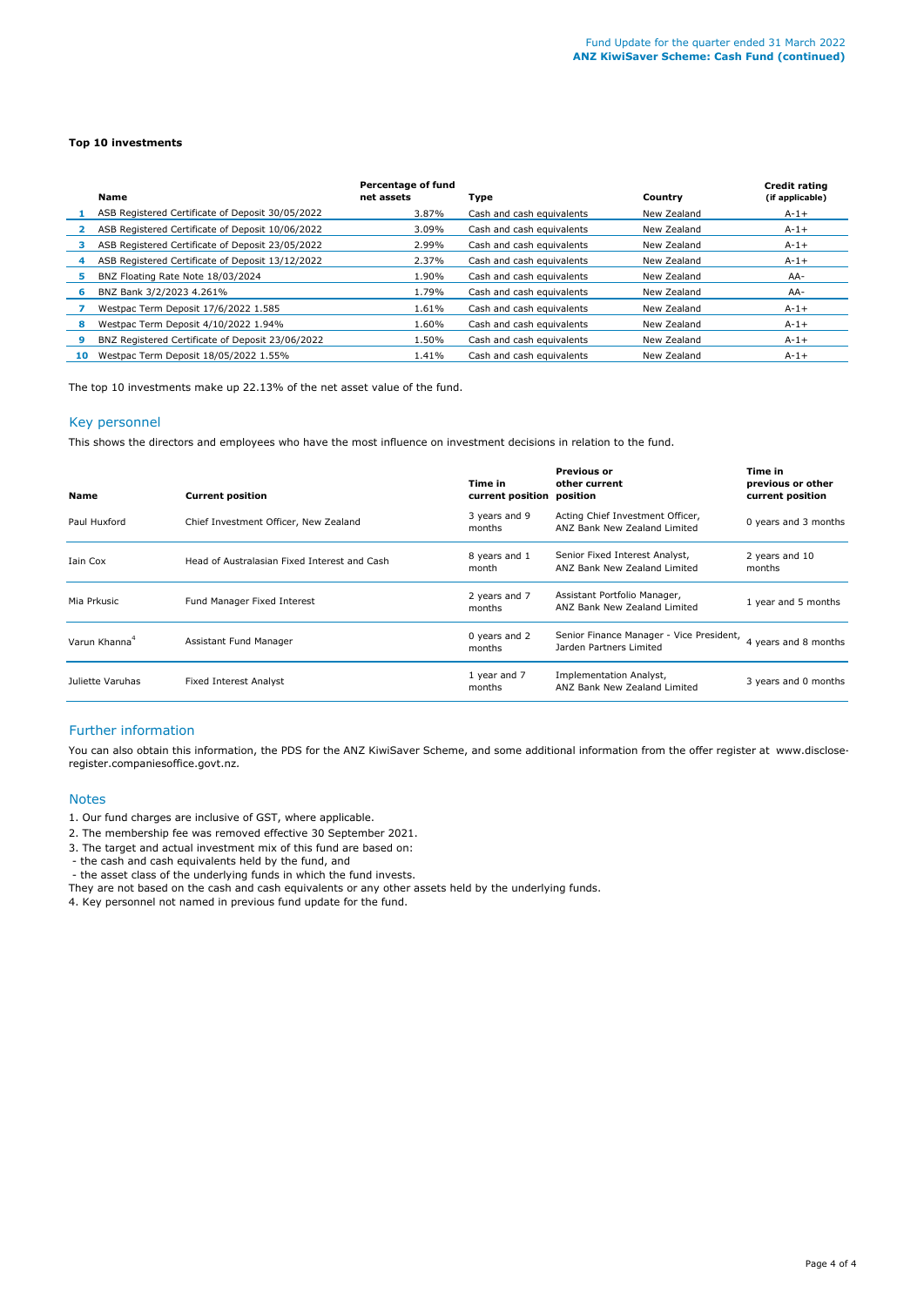### Top 10 investments

| | Name | Percentage of fund net assets | Type | Country | Credit rating (if applicable) |
|---|---|---|---|---|---|
| 1 | ASB Registered Certificate of Deposit 30/05/2022 | 3.87% | Cash and cash equivalents | New Zealand | A-1+ |
| 2 | ASB Registered Certificate of Deposit 10/06/2022 | 3.09% | Cash and cash equivalents | New Zealand | A-1+ |
| 3 | ASB Registered Certificate of Deposit 23/05/2022 | 2.99% | Cash and cash equivalents | New Zealand | A-1+ |
| 4 | ASB Registered Certificate of Deposit 13/12/2022 | 2.37% | Cash and cash equivalents | New Zealand | A-1+ |
| 5 | BNZ Floating Rate Note 18/03/2024 | 1.90% | Cash and cash equivalents | New Zealand | AA- |
| 6 | BNZ Bank 3/2/2023 4.261% | 1.79% | Cash and cash equivalents | New Zealand | AA- |
| 7 | Westpac Term Deposit 17/6/2022 1.585 | 1.61% | Cash and cash equivalents | New Zealand | A-1+ |
| 8 | Westpac Term Deposit 4/10/2022 1.94% | 1.60% | Cash and cash equivalents | New Zealand | A-1+ |
| 9 | BNZ Registered Certificate of Deposit 23/06/2022 | 1.50% | Cash and cash equivalents | New Zealand | A-1+ |
| 10 | Westpac Term Deposit 18/05/2022 1.55% | 1.41% | Cash and cash equivalents | New Zealand | A-1+ |

The top 10 investments make up 22.13% of the net asset value of the fund.

## Key personnel

This shows the directors and employees who have the most influence on investment decisions in relation to the fund.

| Name | Current position | Time in current position | Previous or other current position | Time in previous or other current position |
|---|---|---|---|---|
| Paul Huxford | Chief Investment Officer, New Zealand | 3 years and 9 months | Acting Chief Investment Officer, ANZ Bank New Zealand Limited | 0 years and 3 months |
| Iain Cox | Head of Australasian Fixed Interest and Cash | 8 years and 1 month | Senior Fixed Interest Analyst, ANZ Bank New Zealand Limited | 2 years and 10 months |
| Mia Prkusic | Fund Manager Fixed Interest | 2 years and 7 months | Assistant Portfolio Manager, ANZ Bank New Zealand Limited | 1 year and 5 months |
| Varun Khanna[4] | Assistant Fund Manager | 0 years and 2 months | Senior Finance Manager - Vice President, Jarden Partners Limited | 4 years and 8 months |
| Juliette Varuhas | Fixed Interest Analyst | 1 year and 7 months | Implementation Analyst, ANZ Bank New Zealand Limited | 3 years and 0 months |

## Further information

You can also obtain this information, the PDS for the ANZ KiwiSaver Scheme, and some additional information from the offer register at www.disclose-register.companiesoffice.govt.nz.

## Notes

1. Our fund charges are inclusive of GST, where applicable.
2. The membership fee was removed effective 30 September 2021.
3. The target and actual investment mix of this fund are based on:
 - the cash and cash equivalents held by the fund, and
 - the asset class of the underlying funds in which the fund invests.

They are not based on the cash and cash equivalents or any other assets held by the underlying funds.

4. Key personnel not named in previous fund update for the fund.